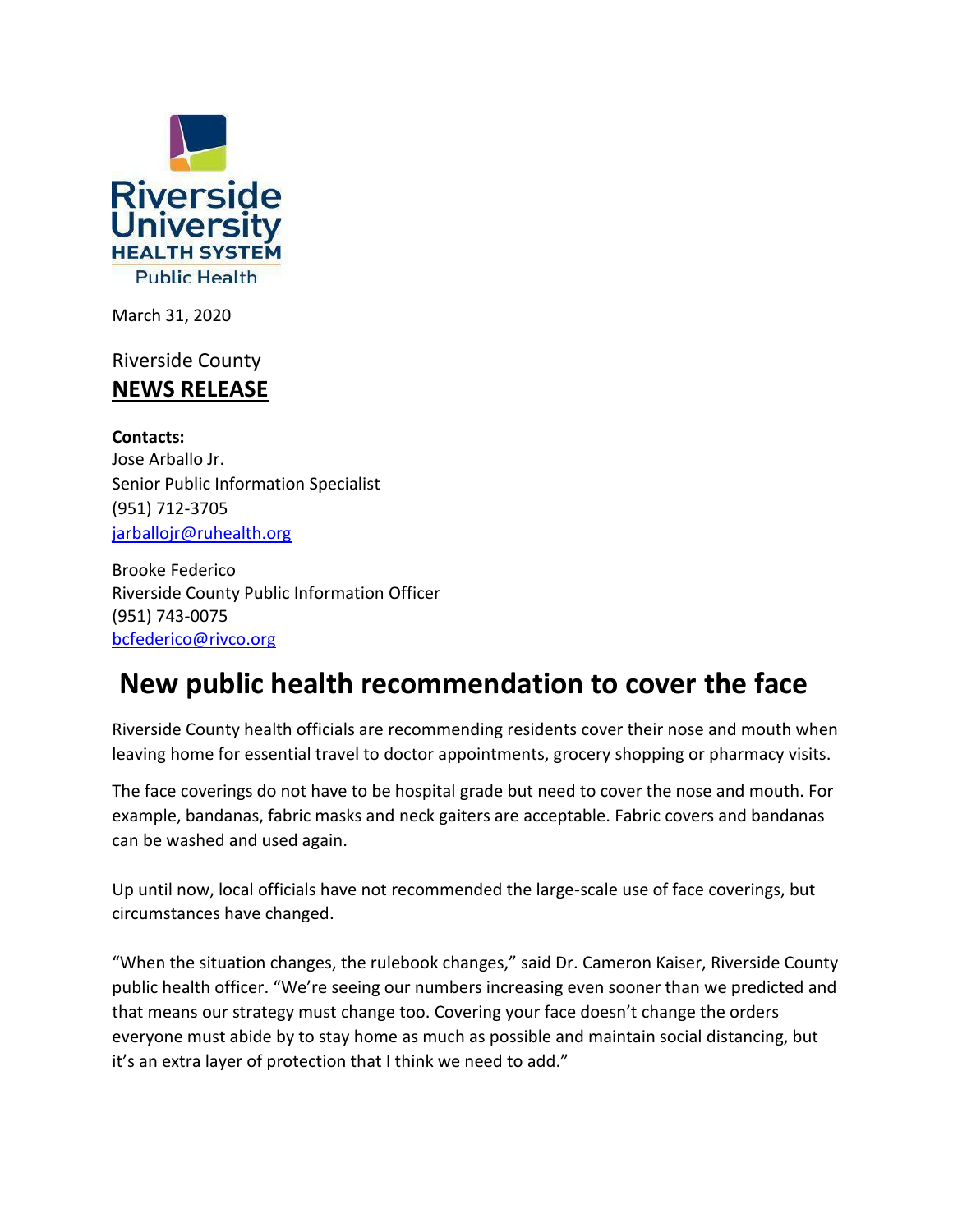Riverside University HEALTH SYSTEM Public Health

March 31, 2020

Riverside County
**NEWS RELEASE**

**Contacts:**
Jose Arballo Jr.
Senior Public Information Specialist
(951) 712-3705
jarballojr@ruhealth.org

Brooke Federico
Riverside County Public Information Officer
(951) 743-0075
bcfederico@rivco.org

# New public health recommendation to cover the face

Riverside County health officials are recommending residents cover their nose and mouth when leaving home for essential travel to doctor appointments, grocery shopping or pharmacy visits.

The face coverings do not have to be hospital grade but need to cover the nose and mouth. For example, bandanas, fabric masks and neck gaiters are acceptable. Fabric covers and bandanas can be washed and used again.

Up until now, local officials have not recommended the large-scale use of face coverings, but circumstances have changed.

"When the situation changes, the rulebook changes," said Dr. Cameron Kaiser, Riverside County public health officer. "We're seeing our numbers increasing even sooner than we predicted and that means our strategy must change too. Covering your face doesn't change the orders everyone must abide by to stay home as much as possible and maintain social distancing, but it's an extra layer of protection that I think we need to add."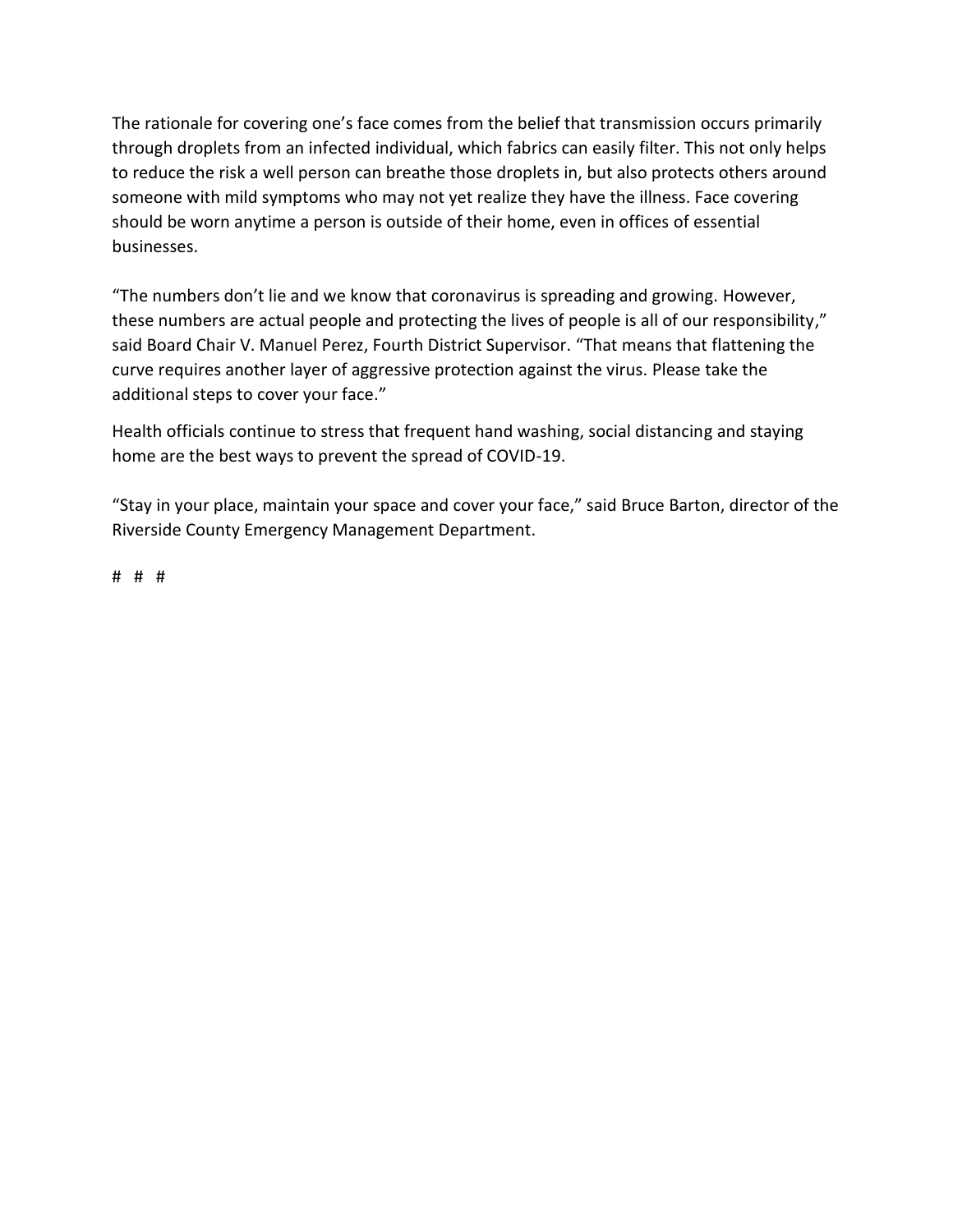The rationale for covering one's face comes from the belief that transmission occurs primarily through droplets from an infected individual, which fabrics can easily filter. This not only helps to reduce the risk a well person can breathe those droplets in, but also protects others around someone with mild symptoms who may not yet realize they have the illness. Face covering should be worn anytime a person is outside of their home, even in offices of essential businesses.

"The numbers don't lie and we know that coronavirus is spreading and growing. However, these numbers are actual people and protecting the lives of people is all of our responsibility," said Board Chair V. Manuel Perez, Fourth District Supervisor. "That means that flattening the curve requires another layer of aggressive protection against the virus. Please take the additional steps to cover your face."

Health officials continue to stress that frequent hand washing, social distancing and staying home are the best ways to prevent the spread of COVID-19.

"Stay in your place, maintain your space and cover your face," said Bruce Barton, director of the Riverside County Emergency Management Department.

# # #